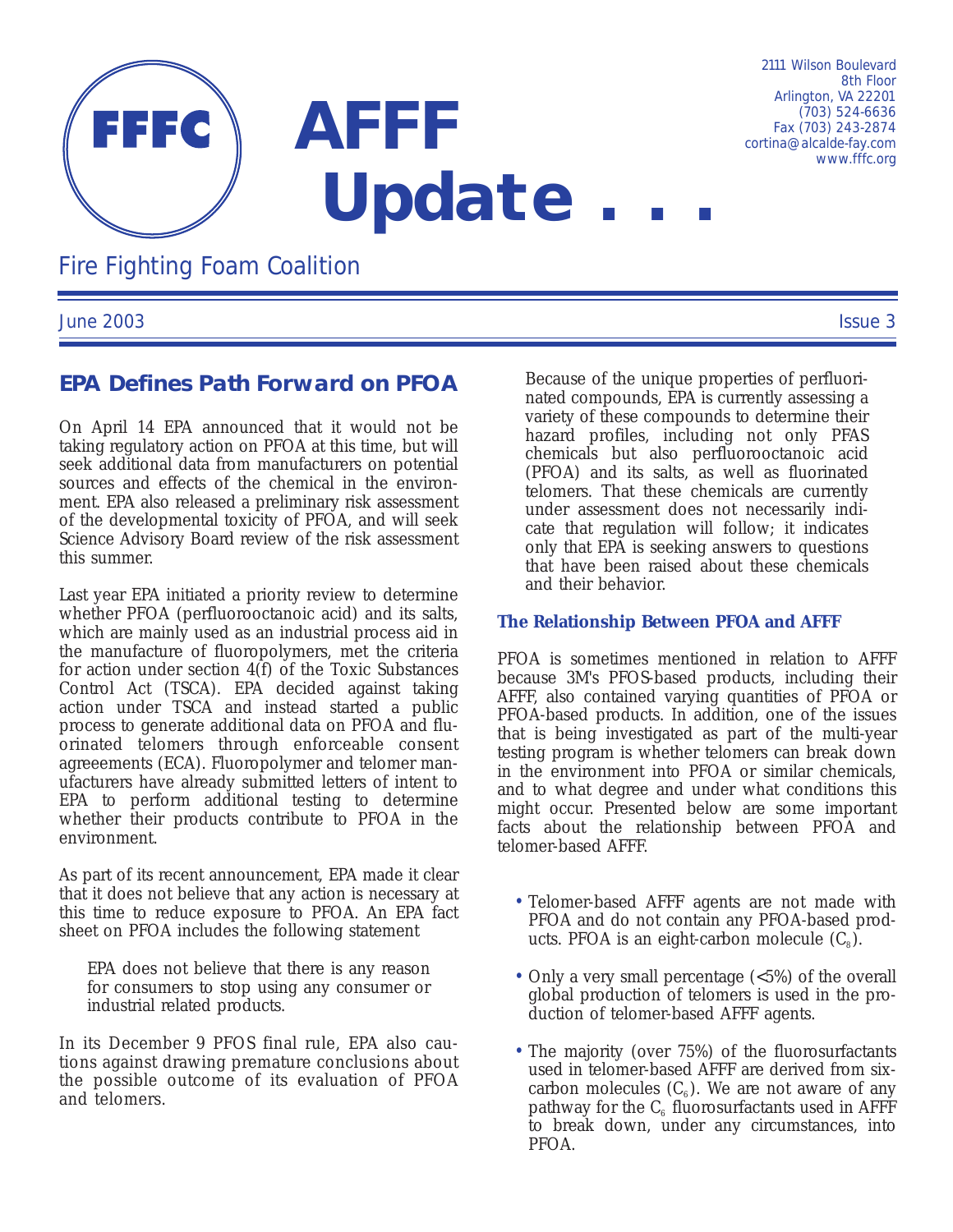# AFFF Update . . .

FFFC

Fire Fighting Foam Coalition

2111 Wilson Boulevard
8th Floor
Arlington, VA 22201
(703) 524-6636
Fax (703) 243-2874
cortina@alcalde-fay.com
www.fffc.org

June 2003

Issue 3

## EPA Defines Path Forward on PFOA

On April 14 EPA announced that it would not be taking regulatory action on PFOA at this time, but will seek additional data from manufacturers on potential sources and effects of the chemical in the environment. EPA also released a preliminary risk assessment of the developmental toxicity of PFOA, and will seek Science Advisory Board review of the risk assessment this summer.

Last year EPA initiated a priority review to determine whether PFOA (perfluorooctanoic acid) and its salts, which are mainly used as an industrial process aid in the manufacture of fluoropolymers, met the criteria for action under section 4(f) of the Toxic Substances Control Act (TSCA). EPA decided against taking action under TSCA and instead started a public process to generate additional data on PFOA and fluorinated telomers through enforceable consent agreeements (ECA). Fluoropolymer and telomer manufacturers have already submitted letters of intent to EPA to perform additional testing to determine whether their products contribute to PFOA in the environment.

As part of its recent announcement, EPA made it clear that it does not believe that any action is necessary at this time to reduce exposure to PFOA. An EPA fact sheet on PFOA includes the following statement

> EPA does not believe that there is any reason for consumers to stop using any consumer or industrial related products.

In its December 9 PFOS final rule, EPA also cautions against drawing premature conclusions about the possible outcome of its evaluation of PFOA and telomers.

> Because of the unique properties of perfluorinated compounds, EPA is currently assessing a variety of these compounds to determine their hazard profiles, including not only PFAS chemicals but also perfluorooctanoic acid (PFOA) and its salts, as well as fluorinated telomers. That these chemicals are currently under assessment does not necessarily indicate that regulation will follow; it indicates only that EPA is seeking answers to questions that have been raised about these chemicals and their behavior.

### The Relationship Between PFOA and AFFF

PFOA is sometimes mentioned in relation to AFFF because 3M's PFOS-based products, including their AFFF, also contained varying quantities of PFOA or PFOA-based products. In addition, one of the issues that is being investigated as part of the multi-year testing program is whether telomers can break down in the environment into PFOA or similar chemicals, and to what degree and under what conditions this might occur. Presented below are some important facts about the relationship between PFOA and telomer-based AFFF.

- Telomer-based AFFF agents are not made with PFOA and do not contain any PFOA-based products. PFOA is an eight-carbon molecule ($C_8$).
- Only a very small percentage (<5%) of the overall global production of telomers is used in the production of telomer-based AFFF agents.
- The majority (over 75%) of the fluorosurfactants used in telomer-based AFFF are derived from six-carbon molecules ($C_6$). We are not aware of any pathway for the $C_6$ fluorosurfactants used in AFFF to break down, under any circumstances, into PFOA.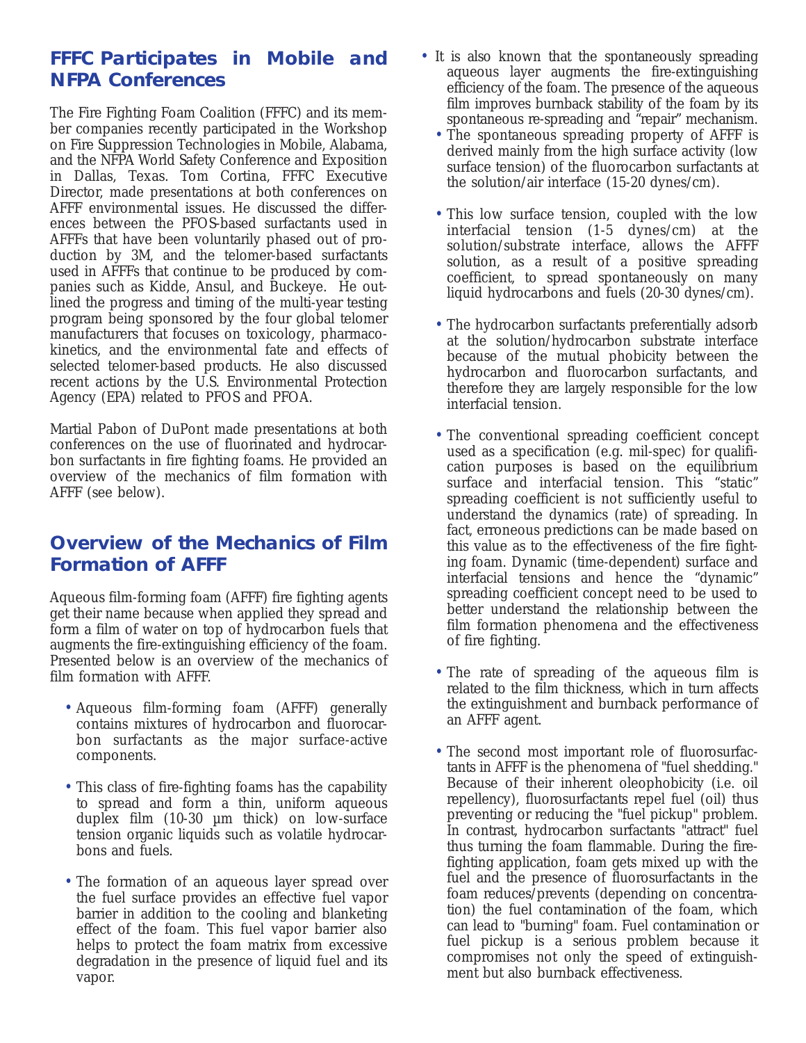## FFFC Participates in Mobile and NFPA Conferences

The Fire Fighting Foam Coalition (FFFC) and its member companies recently participated in the Workshop on Fire Suppression Technologies in Mobile, Alabama, and the NFPA World Safety Conference and Exposition in Dallas, Texas. Tom Cortina, FFFC Executive Director, made presentations at both conferences on AFFF environmental issues. He discussed the differences between the PFOS-based surfactants used in AFFFs that have been voluntarily phased out of production by 3M, and the telomer-based surfactants used in AFFFs that continue to be produced by companies such as Kidde, Ansul, and Buckeye. He outlined the progress and timing of the multi-year testing program being sponsored by the four global telomer manufacturers that focuses on toxicology, pharmacokinetics, and the environmental fate and effects of selected telomer-based products. He also discussed recent actions by the U.S. Environmental Protection Agency (EPA) related to PFOS and PFOA.

Martial Pabon of DuPont made presentations at both conferences on the use of fluorinated and hydrocarbon surfactants in fire fighting foams. He provided an overview of the mechanics of film formation with AFFF (see below).

## Overview of the Mechanics of Film Formation of AFFF

Aqueous film-forming foam (AFFF) fire fighting agents get their name because when applied they spread and form a film of water on top of hydrocarbon fuels that augments the fire-extinguishing efficiency of the foam. Presented below is an overview of the mechanics of film formation with AFFF.

- Aqueous film-forming foam (AFFF) generally contains mixtures of hydrocarbon and fluorocarbon surfactants as the major surface-active components.
- This class of fire-fighting foams has the capability to spread and form a thin, uniform aqueous duplex film (10-30 µm thick) on low-surface tension organic liquids such as volatile hydrocarbons and fuels.
- The formation of an aqueous layer spread over the fuel surface provides an effective fuel vapor barrier in addition to the cooling and blanketing effect of the foam. This fuel vapor barrier also helps to protect the foam matrix from excessive degradation in the presence of liquid fuel and its vapor.
- It is also known that the spontaneously spreading aqueous layer augments the fire-extinguishing efficiency of the foam. The presence of the aqueous film improves burnback stability of the foam by its spontaneous re-spreading and "repair" mechanism.
- The spontaneous spreading property of AFFF is derived mainly from the high surface activity (low surface tension) of the fluorocarbon surfactants at the solution/air interface (15-20 dynes/cm).
- This low surface tension, coupled with the low interfacial tension (1-5 dynes/cm) at the solution/substrate interface, allows the AFFF solution, as a result of a positive spreading coefficient, to spread spontaneously on many liquid hydrocarbons and fuels (20-30 dynes/cm).
- The hydrocarbon surfactants preferentially adsorb at the solution/hydrocarbon substrate interface because of the mutual phobicity between the hydrocarbon and fluorocarbon surfactants, and therefore they are largely responsible for the low interfacial tension.
- The conventional spreading coefficient concept used as a specification (e.g. mil-spec) for qualification purposes is based on the equilibrium surface and interfacial tension. This "static" spreading coefficient is not sufficiently useful to understand the dynamics (rate) of spreading. In fact, erroneous predictions can be made based on this value as to the effectiveness of the fire fighting foam. Dynamic (time-dependent) surface and interfacial tensions and hence the "dynamic" spreading coefficient concept need to be used to better understand the relationship between the film formation phenomena and the effectiveness of fire fighting.
- The rate of spreading of the aqueous film is related to the film thickness, which in turn affects the extinguishment and burnback performance of an AFFF agent.
- The second most important role of fluorosurfactants in AFFF is the phenomena of "fuel shedding." Because of their inherent oleophobicity (i.e. oil repellency), fluorosurfactants repel fuel (oil) thus preventing or reducing the "fuel pickup" problem. In contrast, hydrocarbon surfactants "attract" fuel thus turning the foam flammable. During the fire-fighting application, foam gets mixed up with the fuel and the presence of fluorosurfactants in the foam reduces/prevents (depending on concentration) the fuel contamination of the foam, which can lead to "burning" foam. Fuel contamination or fuel pickup is a serious problem because it compromises not only the speed of extinguishment but also burnback effectiveness.